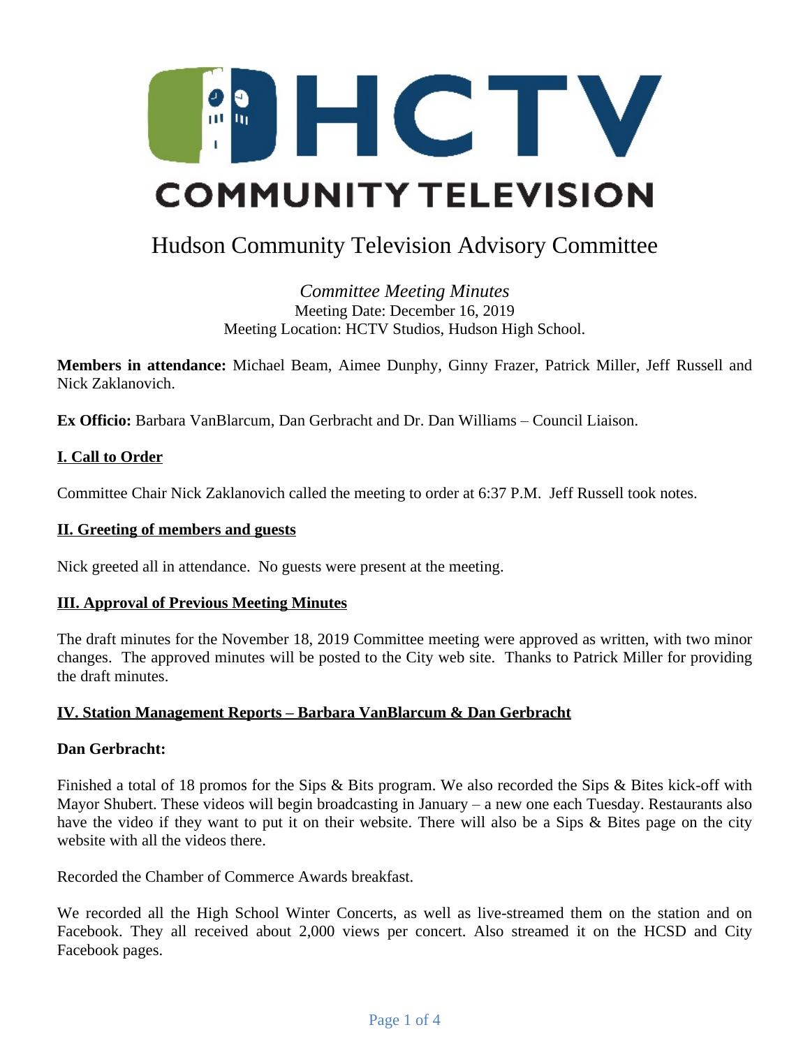# HCTV COMMUNITY TELEVISION

## Hudson Community Television Advisory Committee

*Committee Meeting Minutes*
Meeting Date: December 16, 2019
Meeting Location: HCTV Studios, Hudson High School.

**Members in attendance:** Michael Beam, Aimee Dunphy, Ginny Frazer, Patrick Miller, Jeff Russell and Nick Zaklanovich.

**Ex Officio:** Barbara VanBlarcum, Dan Gerbracht and Dr. Dan Williams – Council Liaison.

### I. Call to Order

Committee Chair Nick Zaklanovich called the meeting to order at 6:37 P.M. Jeff Russell took notes.

### II. Greeting of members and guests

Nick greeted all in attendance. No guests were present at the meeting.

### III. Approval of Previous Meeting Minutes

The draft minutes for the November 18, 2019 Committee meeting were approved as written, with two minor changes. The approved minutes will be posted to the City web site. Thanks to Patrick Miller for providing the draft minutes.

### IV. Station Management Reports – Barbara VanBlarcum & Dan Gerbracht

**Dan Gerbracht:**

Finished a total of 18 promos for the Sips & Bits program. We also recorded the Sips & Bites kick-off with Mayor Shubert. These videos will begin broadcasting in January – a new one each Tuesday. Restaurants also have the video if they want to put it on their website. There will also be a Sips & Bites page on the city website with all the videos there.

Recorded the Chamber of Commerce Awards breakfast.

We recorded all the High School Winter Concerts, as well as live-streamed them on the station and on Facebook. They all received about 2,000 views per concert. Also streamed it on the HCSD and City Facebook pages.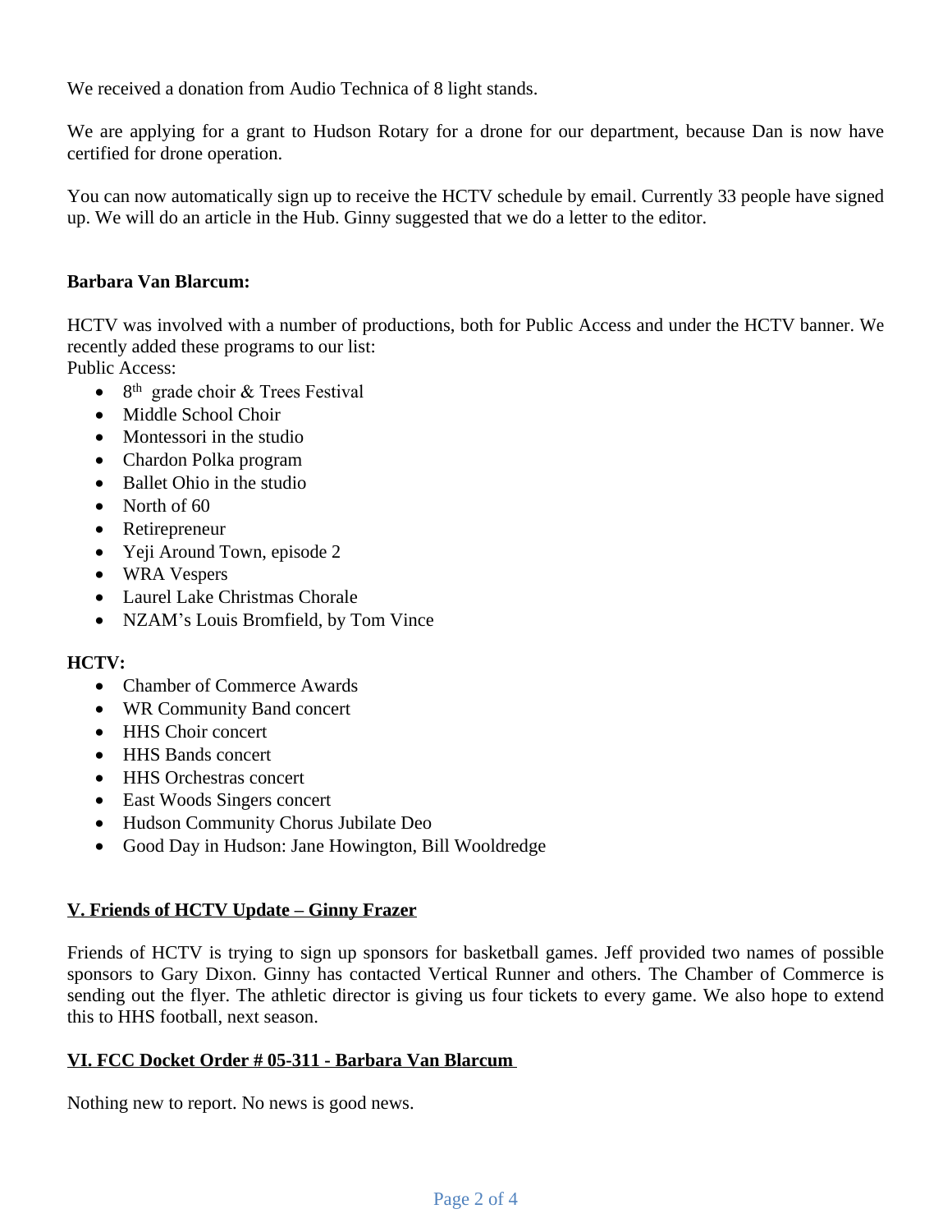We received a donation from Audio Technica of 8 light stands.

We are applying for a grant to Hudson Rotary for a drone for our department, because Dan is now have certified for drone operation.

You can now automatically sign up to receive the HCTV schedule by email. Currently 33 people have signed up. We will do an article in the Hub. Ginny suggested that we do a letter to the editor.

**Barbara Van Blarcum:**

HCTV was involved with a number of productions, both for Public Access and under the HCTV banner. We recently added these programs to our list:
Public Access:

- 8th grade choir & Trees Festival
- Middle School Choir
- Montessori in the studio
- Chardon Polka program
- Ballet Ohio in the studio
- North of 60
- Retirepreneur
- Yeji Around Town, episode 2
- WRA Vespers
- Laurel Lake Christmas Chorale
- NZAM's Louis Bromfield, by Tom Vince

**HCTV:**

- Chamber of Commerce Awards
- WR Community Band concert
- HHS Choir concert
- HHS Bands concert
- HHS Orchestras concert
- East Woods Singers concert
- Hudson Community Chorus Jubilate Deo
- Good Day in Hudson: Jane Howington, Bill Wooldredge

## V. Friends of HCTV Update – Ginny Frazer

Friends of HCTV is trying to sign up sponsors for basketball games. Jeff provided two names of possible sponsors to Gary Dixon. Ginny has contacted Vertical Runner and others. The Chamber of Commerce is sending out the flyer. The athletic director is giving us four tickets to every game. We also hope to extend this to HHS football, next season.

## VI. FCC Docket Order # 05-311 - Barbara Van Blarcum

Nothing new to report. No news is good news.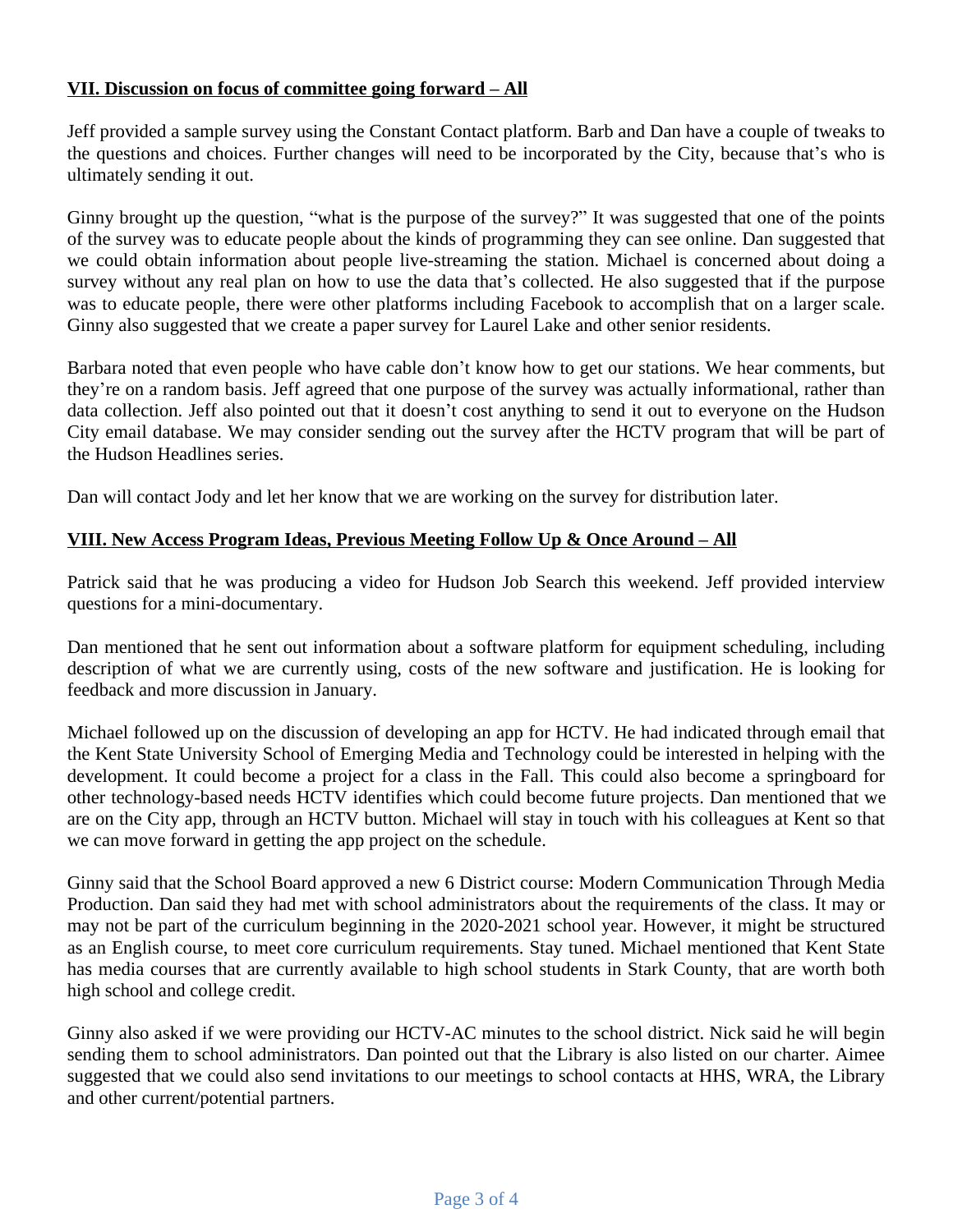## VII. Discussion on focus of committee going forward – All

Jeff provided a sample survey using the Constant Contact platform. Barb and Dan have a couple of tweaks to the questions and choices. Further changes will need to be incorporated by the City, because that's who is ultimately sending it out.

Ginny brought up the question, "what is the purpose of the survey?" It was suggested that one of the points of the survey was to educate people about the kinds of programming they can see online. Dan suggested that we could obtain information about people live-streaming the station. Michael is concerned about doing a survey without any real plan on how to use the data that's collected. He also suggested that if the purpose was to educate people, there were other platforms including Facebook to accomplish that on a larger scale. Ginny also suggested that we create a paper survey for Laurel Lake and other senior residents.

Barbara noted that even people who have cable don't know how to get our stations. We hear comments, but they're on a random basis. Jeff agreed that one purpose of the survey was actually informational, rather than data collection. Jeff also pointed out that it doesn't cost anything to send it out to everyone on the Hudson City email database. We may consider sending out the survey after the HCTV program that will be part of the Hudson Headlines series.

Dan will contact Jody and let her know that we are working on the survey for distribution later.

## VIII. New Access Program Ideas, Previous Meeting Follow Up & Once Around – All

Patrick said that he was producing a video for Hudson Job Search this weekend. Jeff provided interview questions for a mini-documentary.

Dan mentioned that he sent out information about a software platform for equipment scheduling, including description of what we are currently using, costs of the new software and justification. He is looking for feedback and more discussion in January.

Michael followed up on the discussion of developing an app for HCTV. He had indicated through email that the Kent State University School of Emerging Media and Technology could be interested in helping with the development. It could become a project for a class in the Fall. This could also become a springboard for other technology-based needs HCTV identifies which could become future projects. Dan mentioned that we are on the City app, through an HCTV button. Michael will stay in touch with his colleagues at Kent so that we can move forward in getting the app project on the schedule.

Ginny said that the School Board approved a new 6 District course: Modern Communication Through Media Production. Dan said they had met with school administrators about the requirements of the class. It may or may not be part of the curriculum beginning in the 2020-2021 school year. However, it might be structured as an English course, to meet core curriculum requirements. Stay tuned. Michael mentioned that Kent State has media courses that are currently available to high school students in Stark County, that are worth both high school and college credit.

Ginny also asked if we were providing our HCTV-AC minutes to the school district. Nick said he will begin sending them to school administrators. Dan pointed out that the Library is also listed on our charter. Aimee suggested that we could also send invitations to our meetings to school contacts at HHS, WRA, the Library and other current/potential partners.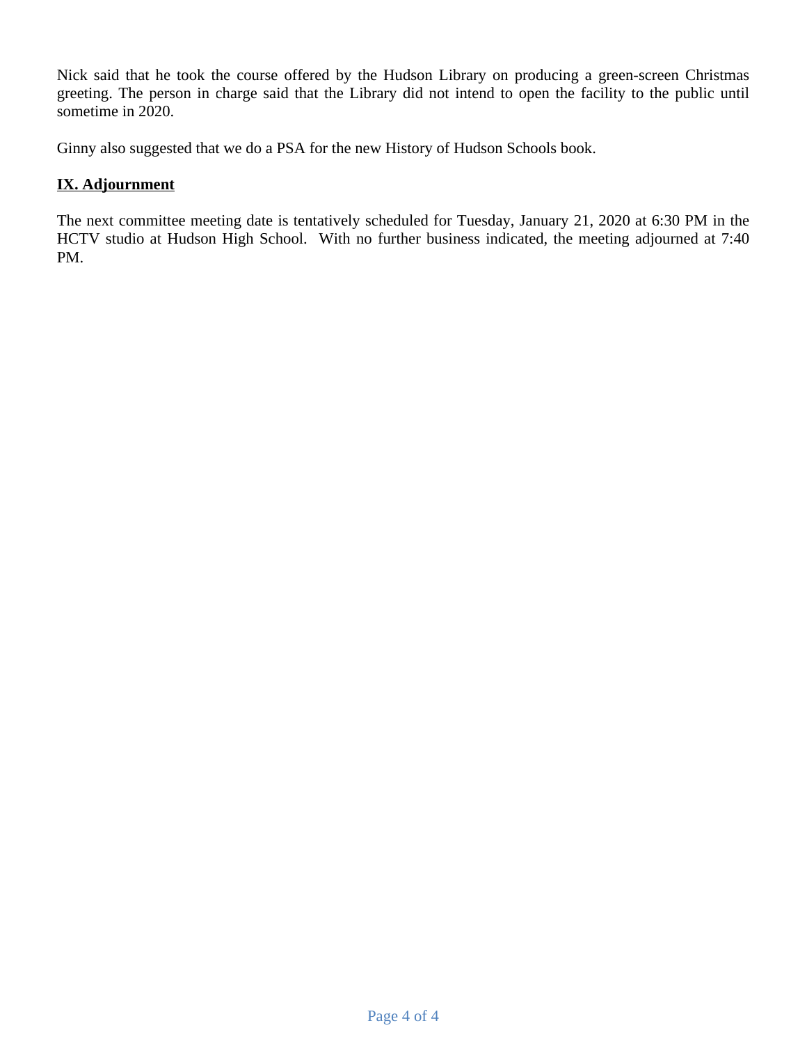Nick said that he took the course offered by the Hudson Library on producing a green-screen Christmas greeting. The person in charge said that the Library did not intend to open the facility to the public until sometime in 2020.

Ginny also suggested that we do a PSA for the new History of Hudson Schools book.

## **IX. Adjournment**

The next committee meeting date is tentatively scheduled for Tuesday, January 21, 2020 at 6:30 PM in the HCTV studio at Hudson High School. With no further business indicated, the meeting adjourned at 7:40 PM.